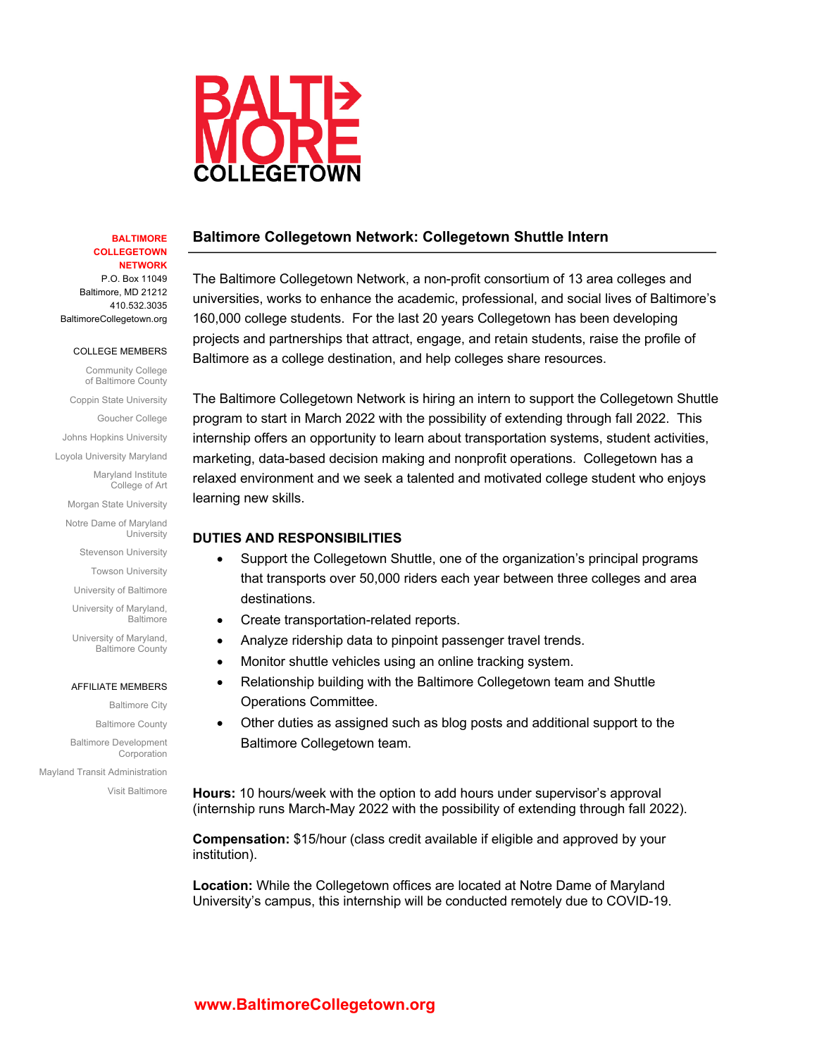BALTIMORE COLLEGETOWN

**BALTIMORE COLLEGETOWN NETWORK**
P.O. Box 11049
Baltimore, MD 21212
410.532.3035
BaltimoreCollegetown.org

COLLEGE MEMBERS

Community College of Baltimore County
Coppin State University
Goucher College
Johns Hopkins University
Loyola University Maryland
Maryland Institute College of Art
Morgan State University
Notre Dame of Maryland University
Stevenson University
Towson University
University of Baltimore
University of Maryland, Baltimore
University of Maryland, Baltimore County

AFFILIATE MEMBERS

Baltimore City
Baltimore County
Baltimore Development Corporation
Mayland Transit Administration
Visit Baltimore

## Baltimore Collegetown Network: Collegetown Shuttle Intern

The Baltimore Collegetown Network, a non-profit consortium of 13 area colleges and universities, works to enhance the academic, professional, and social lives of Baltimore's 160,000 college students. For the last 20 years Collegetown has been developing projects and partnerships that attract, engage, and retain students, raise the profile of Baltimore as a college destination, and help colleges share resources.

The Baltimore Collegetown Network is hiring an intern to support the Collegetown Shuttle program to start in March 2022 with the possibility of extending through fall 2022. This internship offers an opportunity to learn about transportation systems, student activities, marketing, data-based decision making and nonprofit operations. Collegetown has a relaxed environment and we seek a talented and motivated college student who enjoys learning new skills.

### DUTIES AND RESPONSIBILITIES

- Support the Collegetown Shuttle, one of the organization's principal programs that transports over 50,000 riders each year between three colleges and area destinations.
- Create transportation-related reports.
- Analyze ridership data to pinpoint passenger travel trends.
- Monitor shuttle vehicles using an online tracking system.
- Relationship building with the Baltimore Collegetown team and Shuttle Operations Committee.
- Other duties as assigned such as blog posts and additional support to the Baltimore Collegetown team.

**Hours:** 10 hours/week with the option to add hours under supervisor's approval (internship runs March-May 2022 with the possibility of extending through fall 2022).

**Compensation:** $15/hour (class credit available if eligible and approved by your institution).

**Location:** While the Collegetown offices are located at Notre Dame of Maryland University's campus, this internship will be conducted remotely due to COVID-19.

www.BaltimoreCollegetown.org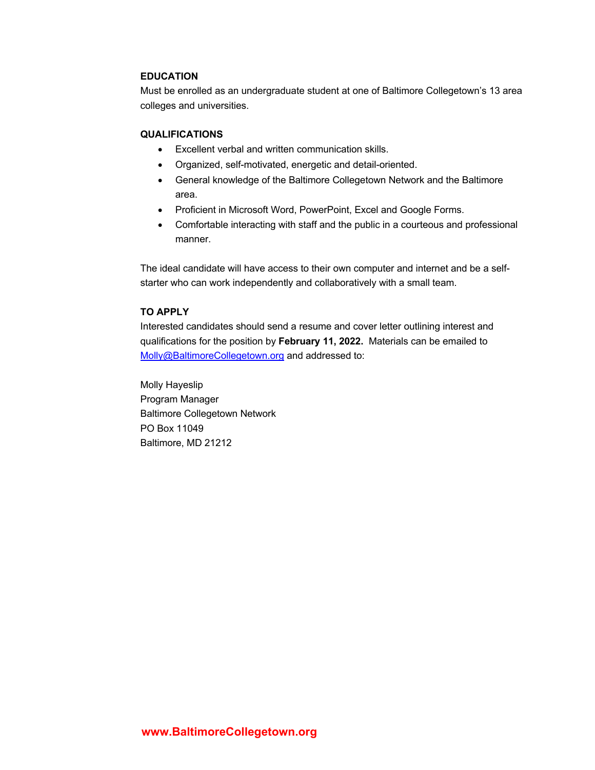**EDUCATION**

Must be enrolled as an undergraduate student at one of Baltimore Collegetown's 13 area colleges and universities.

**QUALIFICATIONS**

- Excellent verbal and written communication skills.
- Organized, self-motivated, energetic and detail-oriented.
- General knowledge of the Baltimore Collegetown Network and the Baltimore area.
- Proficient in Microsoft Word, PowerPoint, Excel and Google Forms.
- Comfortable interacting with staff and the public in a courteous and professional manner.

The ideal candidate will have access to their own computer and internet and be a self-starter who can work independently and collaboratively with a small team.

**TO APPLY**

Interested candidates should send a resume and cover letter outlining interest and qualifications for the position by **February 11, 2022.** Materials can be emailed to Molly@BaltimoreCollegetown.org and addressed to:

Molly Hayeslip
Program Manager
Baltimore Collegetown Network
PO Box 11049
Baltimore, MD 21212

**www.BaltimoreCollegetown.org**